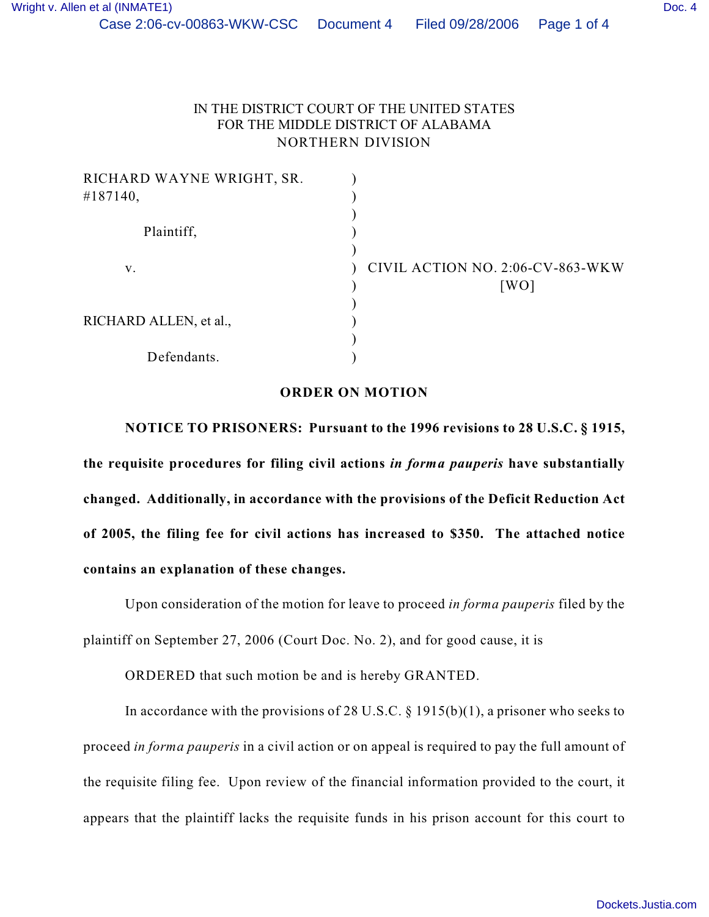IN THE DISTRICT COURT OF THE UNITED STATES
FOR THE MIDDLE DISTRICT OF ALABAMA
NORTHERN DIVISION

| | | |
|---|---|---|
| RICHARD WAYNE WRIGHT, SR. #187140, | ) | |
| Plaintiff, | ) | |
| v. | ) | CIVIL ACTION NO. 2:06-CV-863-WKW [WO] |
| RICHARD ALLEN, et al., | ) | |
| Defendants. | ) | |

## ORDER ON MOTION

**NOTICE TO PRISONERS: Pursuant to the 1996 revisions to 28 U.S.C. § 1915, the requisite procedures for filing civil actions *in forma pauperis* have substantially changed. Additionally, in accordance with the provisions of the Deficit Reduction Act of 2005, the filing fee for civil actions has increased to $350. The attached notice contains an explanation of these changes.**

Upon consideration of the motion for leave to proceed *in forma pauperis* filed by the plaintiff on September 27, 2006 (Court Doc. No. 2), and for good cause, it is

ORDERED that such motion be and is hereby GRANTED.

In accordance with the provisions of 28 U.S.C. § 1915(b)(1), a prisoner who seeks to proceed *in forma pauperis* in a civil action or on appeal is required to pay the full amount of the requisite filing fee. Upon review of the financial information provided to the court, it appears that the plaintiff lacks the requisite funds in his prison account for this court to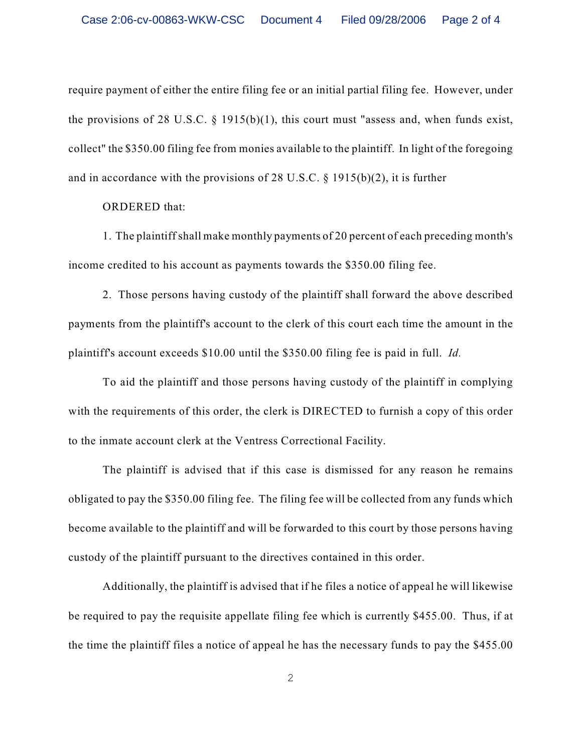require payment of either the entire filing fee or an initial partial filing fee. However, under the provisions of 28 U.S.C. § 1915(b)(1), this court must "assess and, when funds exist, collect" the $350.00 filing fee from monies available to the plaintiff. In light of the foregoing and in accordance with the provisions of 28 U.S.C. § 1915(b)(2), it is further

ORDERED that:

1. The plaintiff shall make monthly payments of 20 percent of each preceding month's income credited to his account as payments towards the $350.00 filing fee.

2. Those persons having custody of the plaintiff shall forward the above described payments from the plaintiff's account to the clerk of this court each time the amount in the plaintiff's account exceeds $10.00 until the $350.00 filing fee is paid in full. *Id.*

To aid the plaintiff and those persons having custody of the plaintiff in complying with the requirements of this order, the clerk is DIRECTED to furnish a copy of this order to the inmate account clerk at the Ventress Correctional Facility.

The plaintiff is advised that if this case is dismissed for any reason he remains obligated to pay the $350.00 filing fee. The filing fee will be collected from any funds which become available to the plaintiff and will be forwarded to this court by those persons having custody of the plaintiff pursuant to the directives contained in this order.

Additionally, the plaintiff is advised that if he files a notice of appeal he will likewise be required to pay the requisite appellate filing fee which is currently $455.00. Thus, if at the time the plaintiff files a notice of appeal he has the necessary funds to pay the $455.00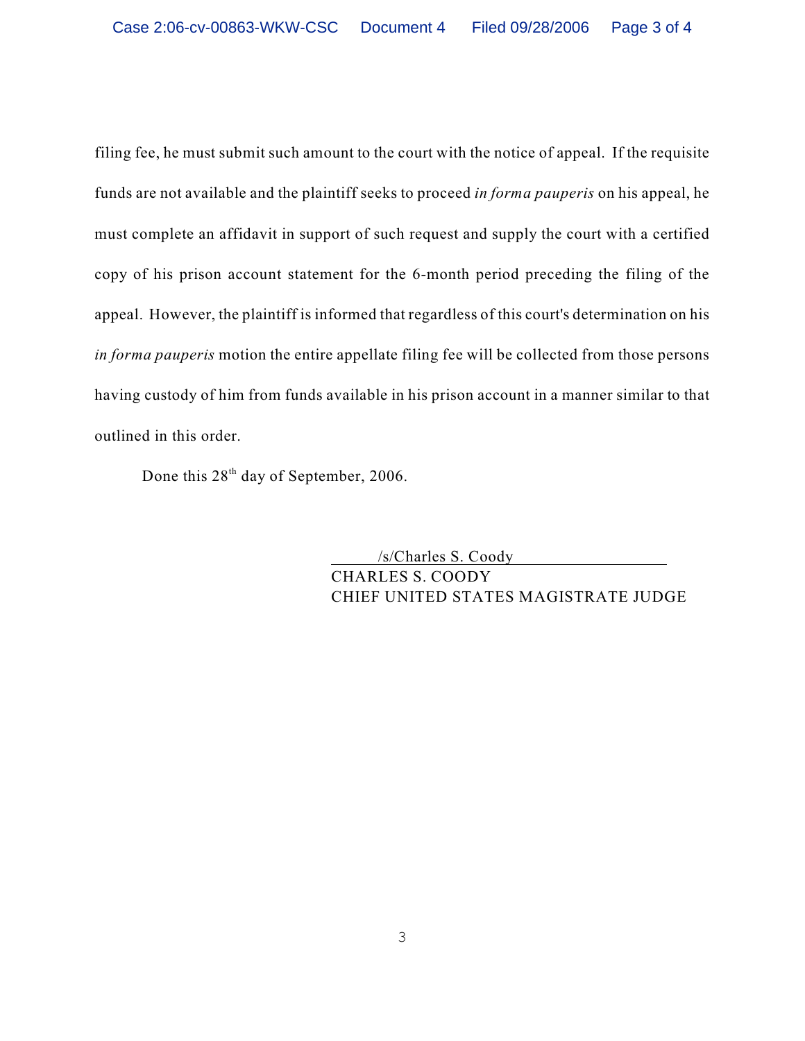filing fee, he must submit such amount to the court with the notice of appeal. If the requisite funds are not available and the plaintiff seeks to proceed *in forma pauperis* on his appeal, he must complete an affidavit in support of such request and supply the court with a certified copy of his prison account statement for the 6-month period preceding the filing of the appeal. However, the plaintiff is informed that regardless of this court's determination on his *in forma pauperis* motion the entire appellate filing fee will be collected from those persons having custody of him from funds available in his prison account in a manner similar to that outlined in this order.

Done this 28th day of September, 2006.

/s/Charles S. Coody
CHARLES S. COODY
CHIEF UNITED STATES MAGISTRATE JUDGE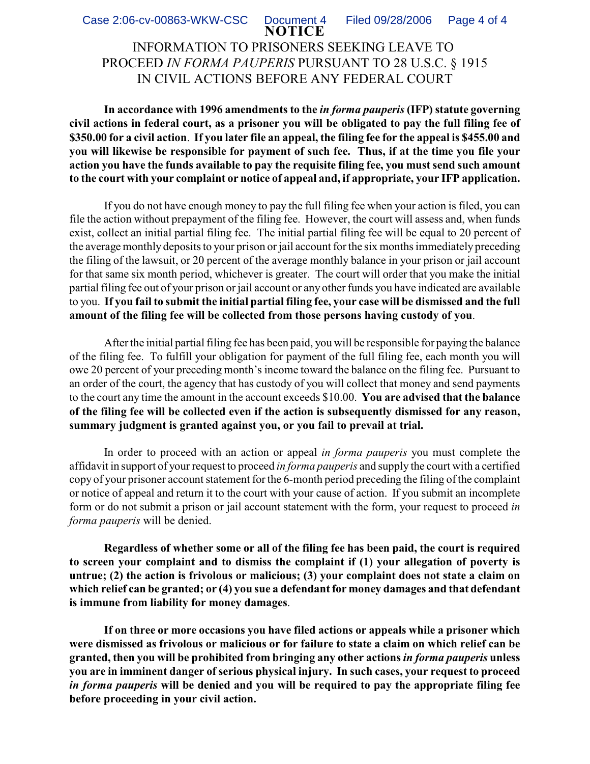# NOTICE

## INFORMATION TO PRISONERS SEEKING LEAVE TO PROCEED *IN FORMA PAUPERIS* PURSUANT TO 28 U.S.C. § 1915 IN CIVIL ACTIONS BEFORE ANY FEDERAL COURT

**In accordance with 1996 amendments to the *in forma pauperis* (IFP) statute governing civil actions in federal court, as a prisoner you will be obligated to pay the full filing fee of $350.00 for a civil action. If you later file an appeal, the filing fee for the appeal is $455.00 and you will likewise be responsible for payment of such fee. Thus, if at the time you file your action you have the funds available to pay the requisite filing fee, you must send such amount to the court with your complaint or notice of appeal and, if appropriate, your IFP application.**

If you do not have enough money to pay the full filing fee when your action is filed, you can file the action without prepayment of the filing fee. However, the court will assess and, when funds exist, collect an initial partial filing fee. The initial partial filing fee will be equal to 20 percent of the average monthly deposits to your prison or jail account for the six months immediately preceding the filing of the lawsuit, or 20 percent of the average monthly balance in your prison or jail account for that same six month period, whichever is greater. The court will order that you make the initial partial filing fee out of your prison or jail account or any other funds you have indicated are available to you. **If you fail to submit the initial partial filing fee, your case will be dismissed and the full amount of the filing fee will be collected from those persons having custody of you**.

After the initial partial filing fee has been paid, you will be responsible for paying the balance of the filing fee. To fulfill your obligation for payment of the full filing fee, each month you will owe 20 percent of your preceding month's income toward the balance on the filing fee. Pursuant to an order of the court, the agency that has custody of you will collect that money and send payments to the court any time the amount in the account exceeds $10.00. **You are advised that the balance of the filing fee will be collected even if the action is subsequently dismissed for any reason, summary judgment is granted against you, or you fail to prevail at trial.**

In order to proceed with an action or appeal *in forma pauperis* you must complete the affidavit in support of your request to proceed *in forma pauperis* and supply the court with a certified copy of your prisoner account statement for the 6-month period preceding the filing of the complaint or notice of appeal and return it to the court with your cause of action. If you submit an incomplete form or do not submit a prison or jail account statement with the form, your request to proceed *in forma pauperis* will be denied.

**Regardless of whether some or all of the filing fee has been paid, the court is required to screen your complaint and to dismiss the complaint if (1) your allegation of poverty is untrue; (2) the action is frivolous or malicious; (3) your complaint does not state a claim on which relief can be granted; or (4) you sue a defendant for money damages and that defendant is immune from liability for money damages**.

**If on three or more occasions you have filed actions or appeals while a prisoner which were dismissed as frivolous or malicious or for failure to state a claim on which relief can be granted, then you will be prohibited from bringing any other actions *in forma pauperis* unless you are in imminent danger of serious physical injury. In such cases, your request to proceed *in forma pauperis* will be denied and you will be required to pay the appropriate filing fee before proceeding in your civil action.**